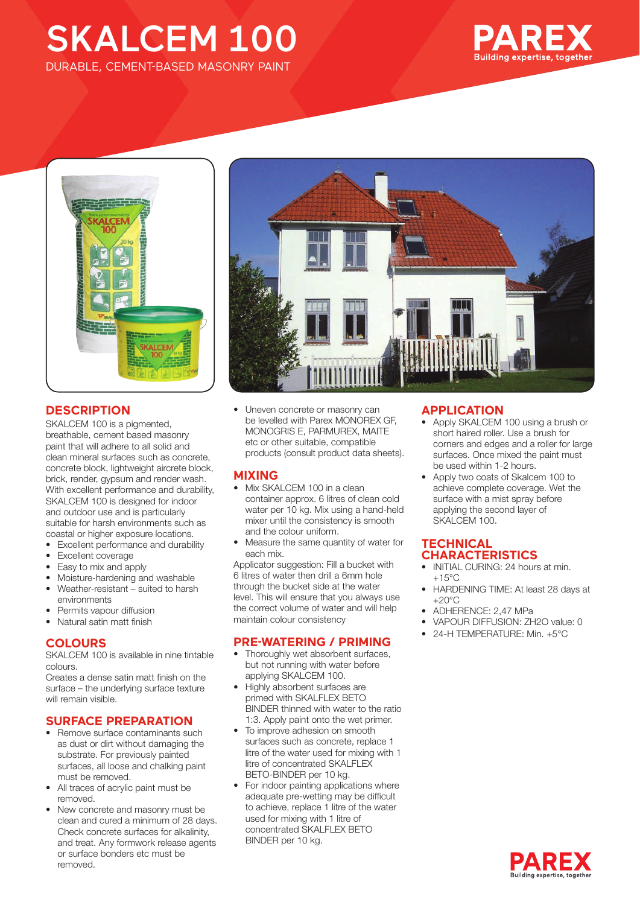# SKALCEM 100

DURABLE, CEMENT-BASED MASONRY PAINT

## DESCRIPTION

SKALCEM 100 is a pigmented, breathable, cement based masonry paint that will adhere to all solid and clean mineral surfaces such as concrete, concrete block, lightweight aircrete block, brick, render, gypsum and render wash. With excellent performance and durability, SKALCEM 100 is designed for indoor and outdoor use and is particularly suitable for harsh environments such as coastal or higher exposure locations.

- Excellent performance and durability
- Excellent coverage
- Easy to mix and apply
- Moisture-hardening and washable
- Weather-resistant – suited to harsh environments
- Permits vapour diffusion
- Natural satin matt finish

## COLOURS

SKALCEM 100 is available in nine tintable colours.

Creates a dense satin matt finish on the surface – the underlying surface texture will remain visible.

## SURFACE PREPARATION

- Remove surface contaminants such as dust or dirt without damaging the substrate. For previously painted surfaces, all loose and chalking paint must be removed.
- All traces of acrylic paint must be removed.
- New concrete and masonry must be clean and cured a minimum of 28 days. Check concrete surfaces for alkalinity, and treat. Any formwork release agents or surface bonders etc must be removed.
- Uneven concrete or masonry can be levelled with Parex MONOREX GF, MONOGRIS E, PARMUREX, MAITE etc or other suitable, compatible products (consult product data sheets).

## MIXING

- Mix SKALCEM 100 in a clean container approx. 6 litres of clean cold water per 10 kg. Mix using a hand-held mixer until the consistency is smooth and the colour uniform.
- Measure the same quantity of water for each mix.

Applicator suggestion: Fill a bucket with 6 litres of water then drill a 6mm hole through the bucket side at the water level. This will ensure that you always use the correct volume of water and will help maintain colour consistency

## PRE-WATERING / PRIMING

- Thoroughly wet absorbent surfaces, but not running with water before applying SKALCEM 100.
- Highly absorbent surfaces are primed with SKALFLEX BETO BINDER thinned with water to the ratio 1:3. Apply paint onto the wet primer.
- To improve adhesion on smooth surfaces such as concrete, replace 1 litre of the water used for mixing with 1 litre of concentrated SKALFLEX BETO-BINDER per 10 kg.
- For indoor painting applications where adequate pre-wetting may be difficult to achieve, replace 1 litre of the water used for mixing with 1 litre of concentrated SKALFLEX BETO BINDER per 10 kg.

## APPLICATION

- Apply SKALCEM 100 using a brush or short haired roller. Use a brush for corners and edges and a roller for large surfaces. Once mixed the paint must be used within 1-2 hours.
- Apply two coats of Skalcem 100 to achieve complete coverage. Wet the surface with a mist spray before applying the second layer of SKALCEM 100.

## TECHNICAL CHARACTERISTICS

- INITIAL CURING: 24 hours at min. +15°C
- HARDENING TIME: At least 28 days at +20°C
- ADHERENCE: 2,47 MPa
- VAPOUR DIFFUSION: ZH2O value: 0
- 24-H TEMPERATURE: Min. +5°C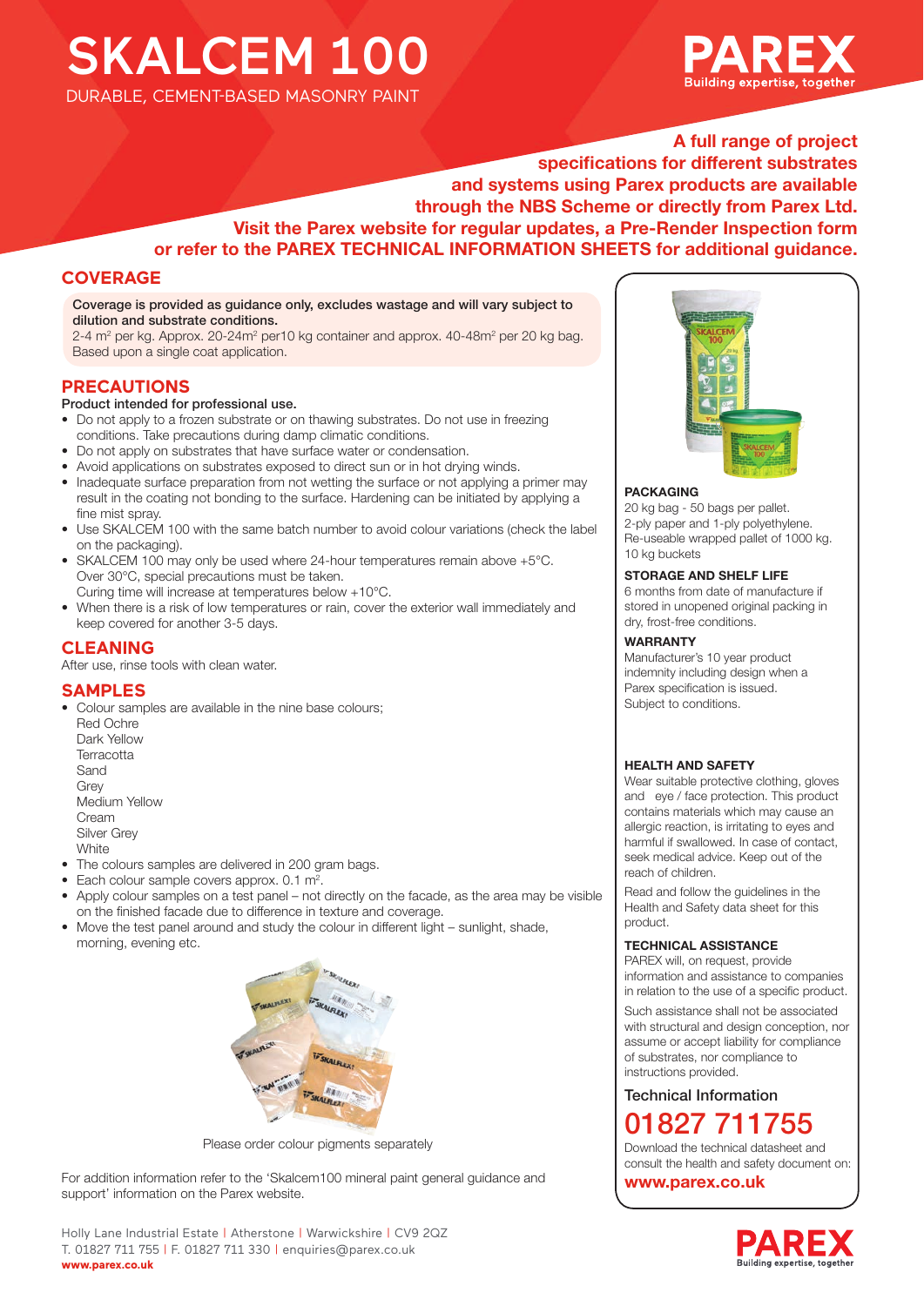# SKALCEM 100

DURABLE, CEMENT-BASED MASONRY PAINT

PAREX
Building expertise, together

**A full range of project specifications for different substrates and systems using Parex products are available through the NBS Scheme or directly from Parex Ltd. Visit the Parex website for regular updates, a Pre-Render Inspection form or refer to the PAREX TECHNICAL INFORMATION SHEETS for additional guidance.**

## COVERAGE

**Coverage is provided as guidance only, excludes wastage and will vary subject to dilution and substrate conditions.**
2-4 m² per kg. Approx. 20-24m² per10 kg container and approx. 40-48m² per 20 kg bag. Based upon a single coat application.

## PRECAUTIONS

**Product intended for professional use.**

- Do not apply to a frozen substrate or on thawing substrates. Do not use in freezing conditions. Take precautions during damp climatic conditions.
- Do not apply on substrates that have surface water or condensation.
- Avoid applications on substrates exposed to direct sun or in hot drying winds.
- Inadequate surface preparation from not wetting the surface or not applying a primer may result in the coating not bonding to the surface. Hardening can be initiated by applying a fine mist spray.
- Use SKALCEM 100 with the same batch number to avoid colour variations (check the label on the packaging).
- SKALCEM 100 may only be used where 24-hour temperatures remain above +5°C. Over 30°C, special precautions must be taken.
  Curing time will increase at temperatures below +10°C.
- When there is a risk of low temperatures or rain, cover the exterior wall immediately and keep covered for another 3-5 days.

## CLEANING

After use, rinse tools with clean water.

## SAMPLES

- Colour samples are available in the nine base colours;
  Red Ochre
  Dark Yellow
  Terracotta
  Sand
  Grey
  Medium Yellow
  Cream
  Silver Grey
  White
- The colours samples are delivered in 200 gram bags.
- Each colour sample covers approx. 0.1 m².
- Apply colour samples on a test panel – not directly on the facade, as the area may be visible on the finished facade due to difference in texture and coverage.
- Move the test panel around and study the colour in different light – sunlight, shade, morning, evening etc.

Please order colour pigments separately

For addition information refer to the 'Skalcem100 mineral paint general guidance and support' information on the Parex website.

### PACKAGING

20 kg bag - 50 bags per pallet.
2-ply paper and 1-ply polyethylene.
Re-useable wrapped pallet of 1000 kg.
10 kg buckets

### STORAGE AND SHELF LIFE

6 months from date of manufacture if stored in unopened original packing in dry, frost-free conditions.

### WARRANTY

Manufacturer's 10 year product indemnity including design when a Parex specification is issued.
Subject to conditions.

### HEALTH AND SAFETY

Wear suitable protective clothing, gloves and eye / face protection. This product contains materials which may cause an allergic reaction, is irritating to eyes and harmful if swallowed. In case of contact, seek medical advice. Keep out of the reach of children.

Read and follow the guidelines in the Health and Safety data sheet for this product.

### TECHNICAL ASSISTANCE

PAREX will, on request, provide information and assistance to companies in relation to the use of a specific product.

Such assistance shall not be associated with structural and design conception, nor assume or accept liability for compliance of substrates, nor compliance to instructions provided.

Technical Information

**01827 711755**

Download the technical datasheet and consult the health and safety document on:

**www.parex.co.uk**

Holly Lane Industrial Estate | Atherstone | Warwickshire | CV9 2QZ
T. 01827 711 755 | F. 01827 711 330 | enquiries@parex.co.uk
**www.parex.co.uk**

PAREX
Building expertise, together